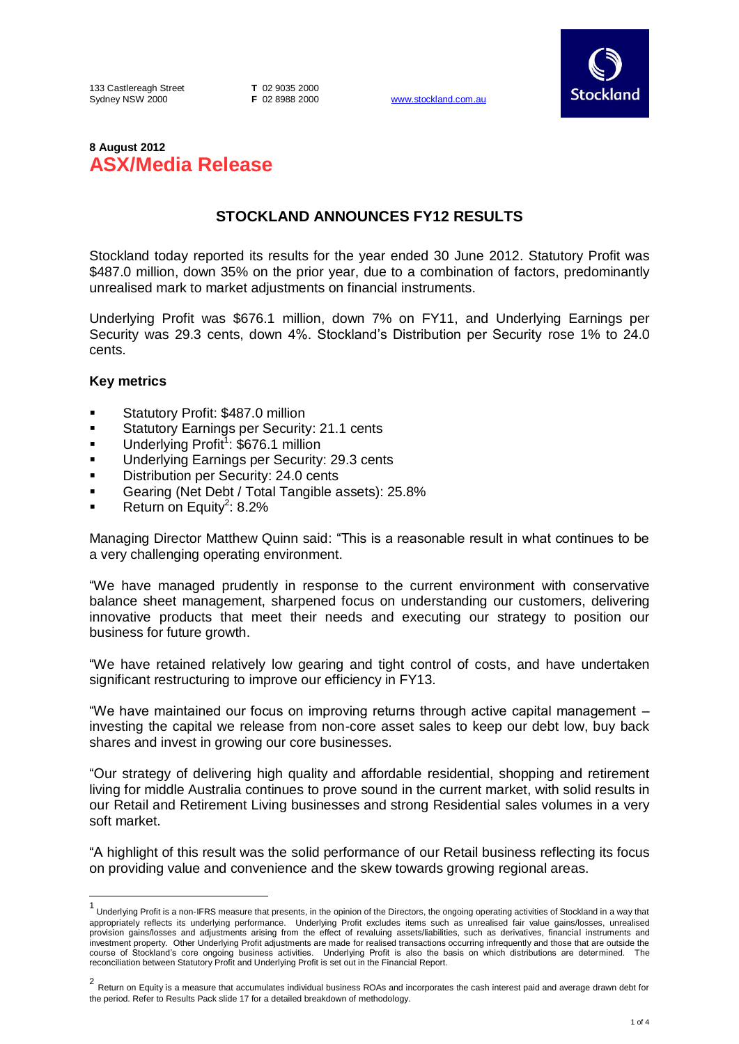133 Castlereagh Street
Sydney NSW 2000

**T** 02 9035 2000
**F** 02 8988 2000

www.stockland.com.au

**8 August 2012**

# ASX/Media Release

## STOCKLAND ANNOUNCES FY12 RESULTS

Stockland today reported its results for the year ended 30 June 2012. Statutory Profit was $487.0 million, down 35% on the prior year, due to a combination of factors, predominantly unrealised mark to market adjustments on financial instruments.

Underlying Profit was $676.1 million, down 7% on FY11, and Underlying Earnings per Security was 29.3 cents, down 4%. Stockland's Distribution per Security rose 1% to 24.0 cents.

### Key metrics

- Statutory Profit: $487.0 million
- Statutory Earnings per Security: 21.1 cents
- Underlying Profit[1]: $676.1 million
- Underlying Earnings per Security: 29.3 cents
- Distribution per Security: 24.0 cents
- Gearing (Net Debt / Total Tangible assets): 25.8%
- Return on Equity[2]: 8.2%

Managing Director Matthew Quinn said: "This is a reasonable result in what continues to be a very challenging operating environment.

"We have managed prudently in response to the current environment with conservative balance sheet management, sharpened focus on understanding our customers, delivering innovative products that meet their needs and executing our strategy to position our business for future growth.

"We have retained relatively low gearing and tight control of costs, and have undertaken significant restructuring to improve our efficiency in FY13.

"We have maintained our focus on improving returns through active capital management – investing the capital we release from non-core asset sales to keep our debt low, buy back shares and invest in growing our core businesses.

"Our strategy of delivering high quality and affordable residential, shopping and retirement living for middle Australia continues to prove sound in the current market, with solid results in our Retail and Retirement Living businesses and strong Residential sales volumes in a very soft market.

"A highlight of this result was the solid performance of our Retail business reflecting its focus on providing value and convenience and the skew towards growing regional areas.

---

[1] Underlying Profit is a non-IFRS measure that presents, in the opinion of the Directors, the ongoing operating activities of Stockland in a way that appropriately reflects its underlying performance. Underlying Profit excludes items such as unrealised fair value gains/losses, unrealised provision gains/losses and adjustments arising from the effect of revaluing assets/liabilities, such as derivatives, financial instruments and investment property. Other Underlying Profit adjustments are made for realised transactions occurring infrequently and those that are outside the course of Stockland's core ongoing business activities. Underlying Profit is also the basis on which distributions are determined. The reconciliation between Statutory Profit and Underlying Profit is set out in the Financial Report.

[2] Return on Equity is a measure that accumulates individual business ROAs and incorporates the cash interest paid and average drawn debt for the period. Refer to Results Pack slide 17 for a detailed breakdown of methodology.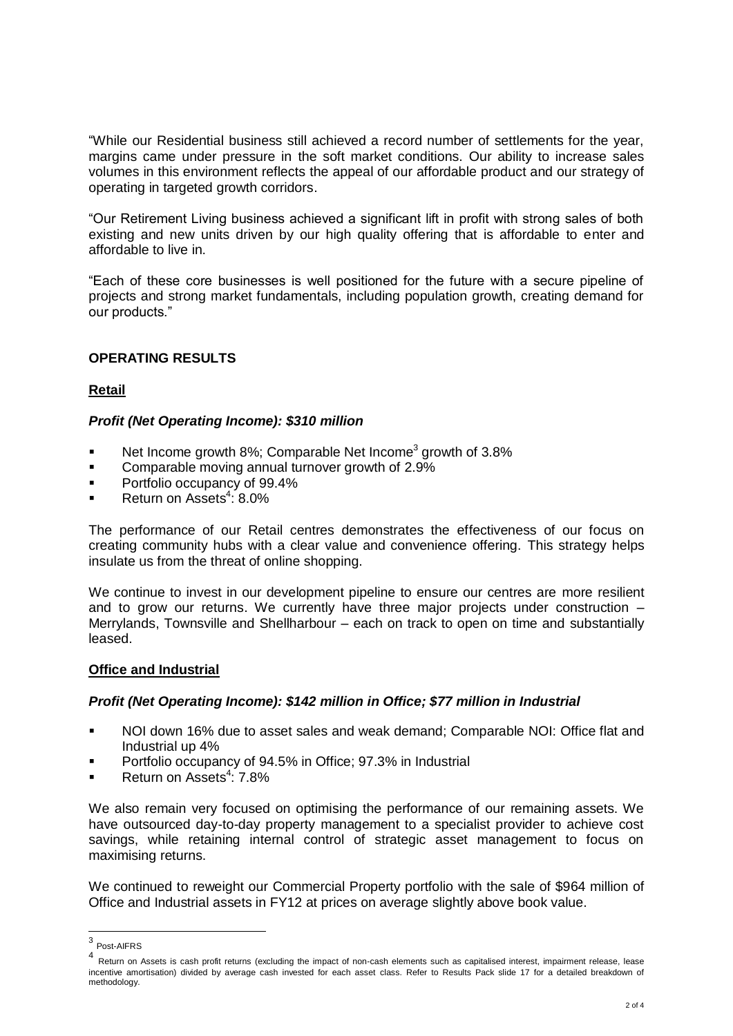"While our Residential business still achieved a record number of settlements for the year, margins came under pressure in the soft market conditions. Our ability to increase sales volumes in this environment reflects the appeal of our affordable product and our strategy of operating in targeted growth corridors.

"Our Retirement Living business achieved a significant lift in profit with strong sales of both existing and new units driven by our high quality offering that is affordable to enter and affordable to live in.

"Each of these core businesses is well positioned for the future with a secure pipeline of projects and strong market fundamentals, including population growth, creating demand for our products."

## OPERATING RESULTS

### Retail

***Profit (Net Operating Income): $310 million***

- Net Income growth 8%; Comparable Net Income[3] growth of 3.8%
- Comparable moving annual turnover growth of 2.9%
- Portfolio occupancy of 99.4%
- Return on Assets[4]: 8.0%

The performance of our Retail centres demonstrates the effectiveness of our focus on creating community hubs with a clear value and convenience offering. This strategy helps insulate us from the threat of online shopping.

We continue to invest in our development pipeline to ensure our centres are more resilient and to grow our returns. We currently have three major projects under construction – Merrylands, Townsville and Shellharbour – each on track to open on time and substantially leased.

### Office and Industrial

***Profit (Net Operating Income): $142 million in Office; $77 million in Industrial***

- NOI down 16% due to asset sales and weak demand; Comparable NOI: Office flat and Industrial up 4%
- Portfolio occupancy of 94.5% in Office; 97.3% in Industrial
- Return on Assets[4]: 7.8%

We also remain very focused on optimising the performance of our remaining assets. We have outsourced day-to-day property management to a specialist provider to achieve cost savings, while retaining internal control of strategic asset management to focus on maximising returns.

We continued to reweight our Commercial Property portfolio with the sale of $964 million of Office and Industrial assets in FY12 at prices on average slightly above book value.

---

[3] Post-AIFRS

[4] Return on Assets is cash profit returns (excluding the impact of non-cash elements such as capitalised interest, impairment release, lease incentive amortisation) divided by average cash invested for each asset class. Refer to Results Pack slide 17 for a detailed breakdown of methodology.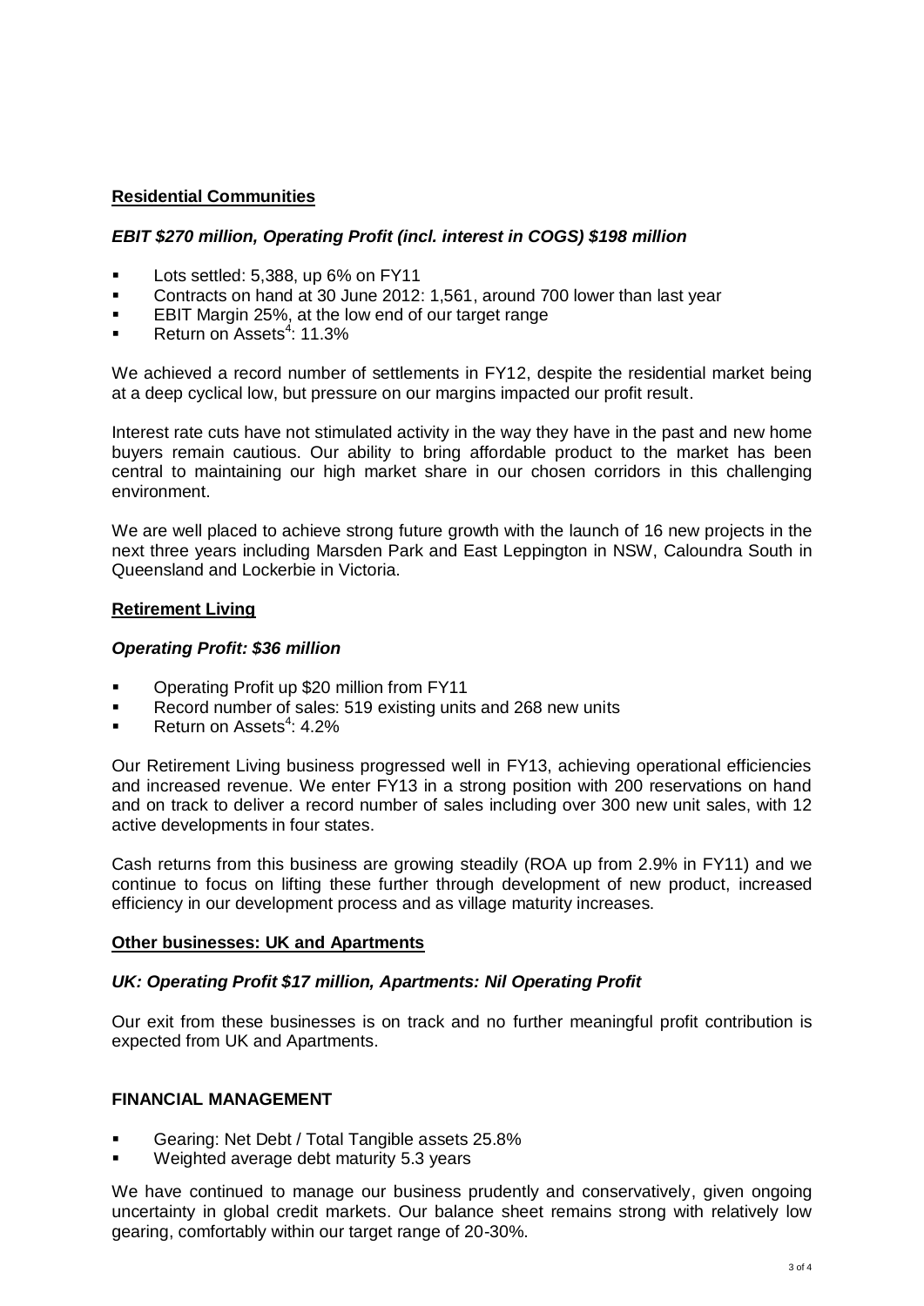## Residential Communities

***EBIT $270 million, Operating Profit (incl. interest in COGS) $198 million***

- Lots settled: 5,388, up 6% on FY11
- Contracts on hand at 30 June 2012: 1,561, around 700 lower than last year
- EBIT Margin 25%, at the low end of our target range
- Return on Assets[4]: 11.3%

We achieved a record number of settlements in FY12, despite the residential market being at a deep cyclical low, but pressure on our margins impacted our profit result.

Interest rate cuts have not stimulated activity in the way they have in the past and new home buyers remain cautious. Our ability to bring affordable product to the market has been central to maintaining our high market share in our chosen corridors in this challenging environment.

We are well placed to achieve strong future growth with the launch of 16 new projects in the next three years including Marsden Park and East Leppington in NSW, Caloundra South in Queensland and Lockerbie in Victoria.

## Retirement Living

***Operating Profit: $36 million***

- Operating Profit up $20 million from FY11
- Record number of sales: 519 existing units and 268 new units
- Return on Assets[4]: 4.2%

Our Retirement Living business progressed well in FY13, achieving operational efficiencies and increased revenue. We enter FY13 in a strong position with 200 reservations on hand and on track to deliver a record number of sales including over 300 new unit sales, with 12 active developments in four states.

Cash returns from this business are growing steadily (ROA up from 2.9% in FY11) and we continue to focus on lifting these further through development of new product, increased efficiency in our development process and as village maturity increases.

## Other businesses: UK and Apartments

***UK: Operating Profit $17 million, Apartments: Nil Operating Profit***

Our exit from these businesses is on track and no further meaningful profit contribution is expected from UK and Apartments.

## FINANCIAL MANAGEMENT

- Gearing: Net Debt / Total Tangible assets 25.8%
- Weighted average debt maturity 5.3 years

We have continued to manage our business prudently and conservatively, given ongoing uncertainty in global credit markets. Our balance sheet remains strong with relatively low gearing, comfortably within our target range of 20-30%.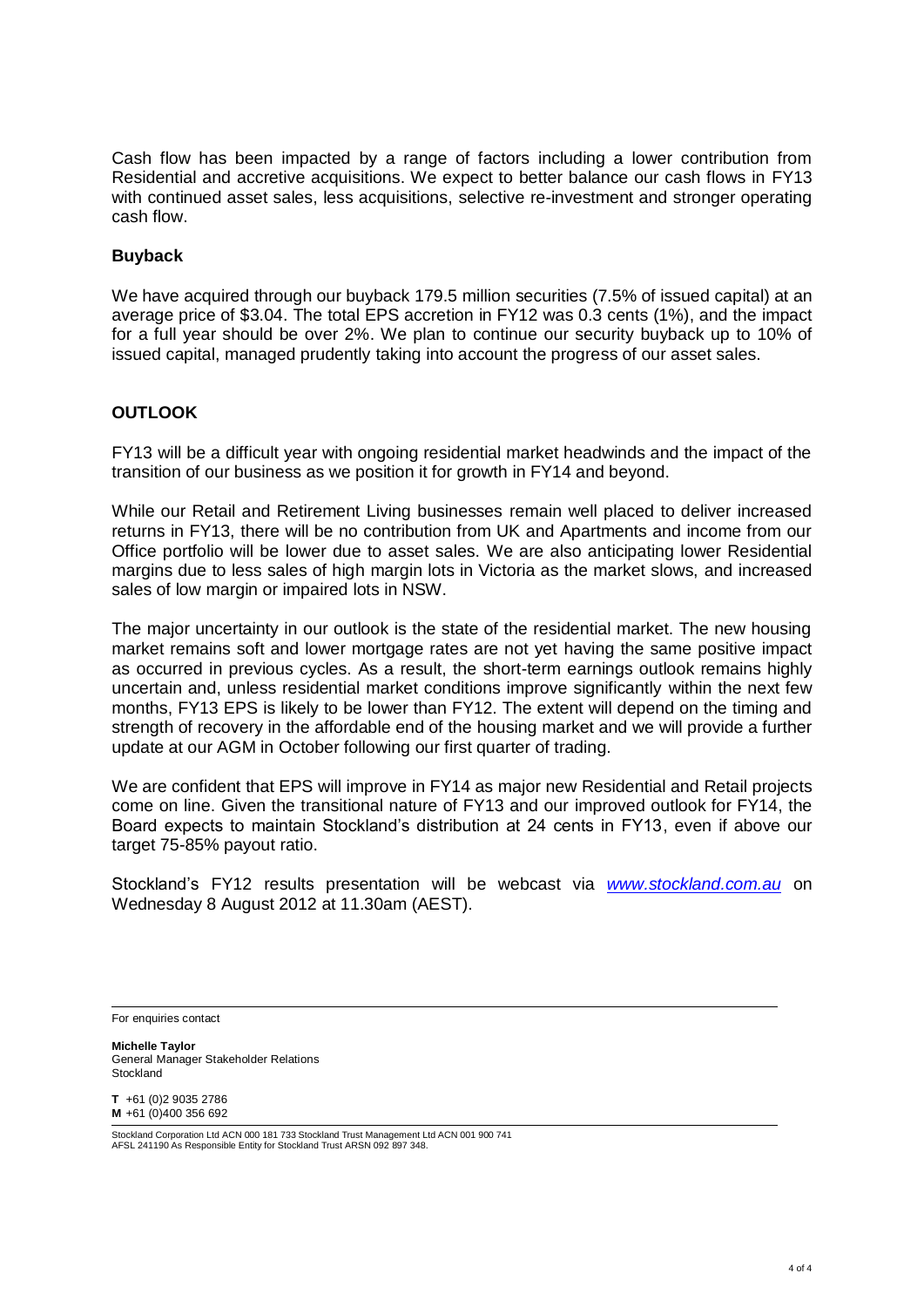Cash flow has been impacted by a range of factors including a lower contribution from Residential and accretive acquisitions. We expect to better balance our cash flows in FY13 with continued asset sales, less acquisitions, selective re-investment and stronger operating cash flow.

### Buyback

We have acquired through our buyback 179.5 million securities (7.5% of issued capital) at an average price of $3.04. The total EPS accretion in FY12 was 0.3 cents (1%), and the impact for a full year should be over 2%. We plan to continue our security buyback up to 10% of issued capital, managed prudently taking into account the progress of our asset sales.

## OUTLOOK

FY13 will be a difficult year with ongoing residential market headwinds and the impact of the transition of our business as we position it for growth in FY14 and beyond.

While our Retail and Retirement Living businesses remain well placed to deliver increased returns in FY13, there will be no contribution from UK and Apartments and income from our Office portfolio will be lower due to asset sales. We are also anticipating lower Residential margins due to less sales of high margin lots in Victoria as the market slows, and increased sales of low margin or impaired lots in NSW.

The major uncertainty in our outlook is the state of the residential market. The new housing market remains soft and lower mortgage rates are not yet having the same positive impact as occurred in previous cycles. As a result, the short-term earnings outlook remains highly uncertain and, unless residential market conditions improve significantly within the next few months, FY13 EPS is likely to be lower than FY12. The extent will depend on the timing and strength of recovery in the affordable end of the housing market and we will provide a further update at our AGM in October following our first quarter of trading.

We are confident that EPS will improve in FY14 as major new Residential and Retail projects come on line. Given the transitional nature of FY13 and our improved outlook for FY14, the Board expects to maintain Stockland's distribution at 24 cents in FY13, even if above our target 75-85% payout ratio.

Stockland's FY12 results presentation will be webcast via *www.stockland.com.au* on Wednesday 8 August 2012 at 11.30am (AEST).

---

For enquiries contact

**Michelle Taylor**
General Manager Stakeholder Relations
Stockland

**T** +61 (0)2 9035 2786
**M** +61 (0)400 356 692

Stockland Corporation Ltd ACN 000 181 733 Stockland Trust Management Ltd ACN 001 900 741
AFSL 241190 As Responsible Entity for Stockland Trust ARSN 092 897 348.